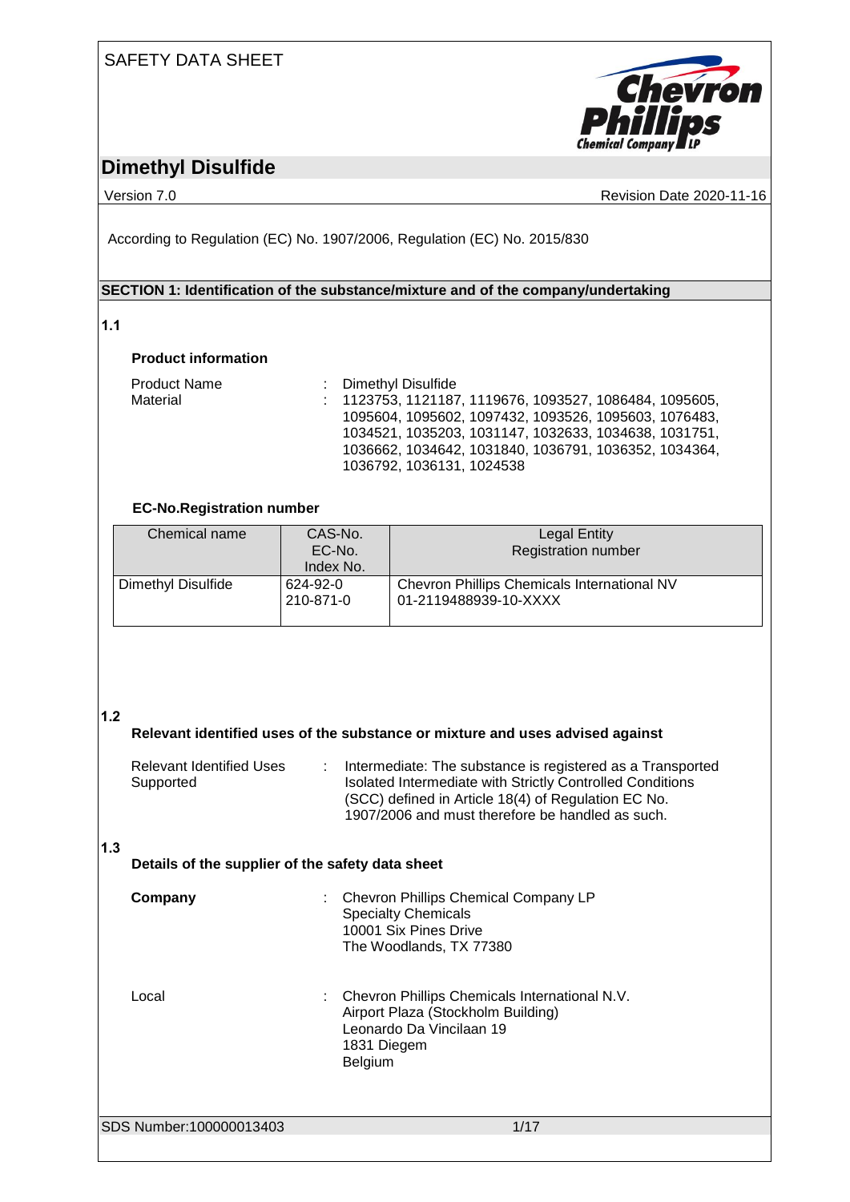SAFETY DATA SHEET

# Dimethyl Disulfide

Version 7.0 | Revision Date 2020-11-16

According to Regulation (EC) No. 1907/2006, Regulation (EC) No. 2015/830

## SECTION 1: Identification of the substance/mixture and of the company/undertaking

### 1.1

**Product information**

Product Name : Dimethyl Disulfide

Material : 1123753, 1121187, 1119676, 1093527, 1086484, 1095605, 1095604, 1095602, 1097432, 1093526, 1095603, 1076483, 1034521, 1035203, 1031147, 1032633, 1034638, 1031751, 1036662, 1034642, 1031840, 1036791, 1036352, 1034364, 1036792, 1036131, 1024538

**EC-No.Registration number**

| Chemical name | CAS-No.<br>EC-No.<br>Index No. | Legal Entity<br>Registration number |
|---|---|---|
| Dimethyl Disulfide | 624-92-0<br>210-871-0 | Chevron Phillips Chemicals International NV<br>01-2119488939-10-XXXX |

### 1.2

**Relevant identified uses of the substance or mixture and uses advised against**

Relevant Identified Uses Supported : Intermediate: The substance is registered as a Transported Isolated Intermediate with Strictly Controlled Conditions (SCC) defined in Article 18(4) of Regulation EC No. 1907/2006 and must therefore be handled as such.

### 1.3

**Details of the supplier of the safety data sheet**

**Company** : Chevron Phillips Chemical Company LP
Specialty Chemicals
10001 Six Pines Drive
The Woodlands, TX 77380

Local : Chevron Phillips Chemicals International N.V.
Airport Plaza (Stockholm Building)
Leonardo Da Vincilaan 19
1831 Diegem
Belgium

SDS Number:100000013403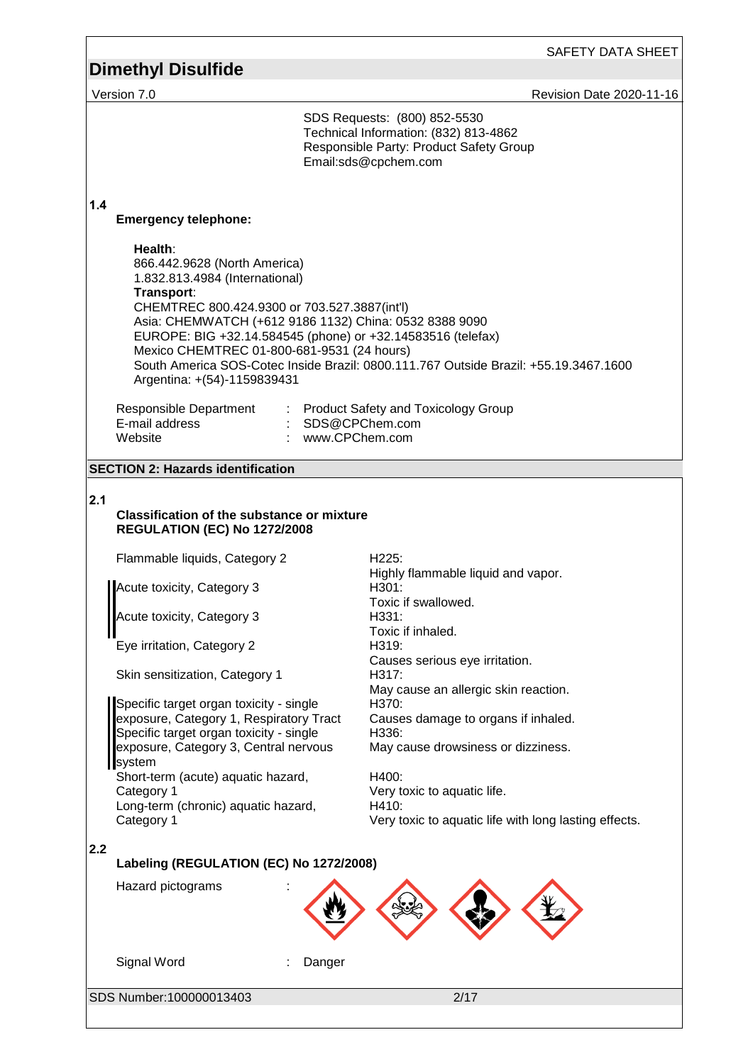SDS Requests: (800) 852-5530
Technical Information: (832) 813-4862
Responsible Party: Product Safety Group
Email:sds@cpchem.com

**1.4**

**Emergency telephone:**

**Health**:
866.442.9628 (North America)
1.832.813.4984 (International)
**Transport**:
CHEMTREC 800.424.9300 or 703.527.3887(int'l)
Asia: CHEMWATCH (+612 9186 1132) China: 0532 8388 9090
EUROPE: BIG +32.14.584545 (phone) or +32.14583516 (telefax)
Mexico CHEMTREC 01-800-681-9531 (24 hours)
South America SOS-Cotec Inside Brazil: 0800.111.767 Outside Brazil: +55.19.3467.1600
Argentina: +(54)-1159839431

| | | |
|---|---|---|
| Responsible Department | : | Product Safety and Toxicology Group |
| E-mail address | : | SDS@CPChem.com |
| Website | : | www.CPChem.com |

## SECTION 2: Hazards identification

**2.1**

**Classification of the substance or mixture**
**REGULATION (EC) No 1272/2008**

| | |
|---|---|
| Flammable liquids, Category 2 | H225: Highly flammable liquid and vapor. |
| Acute toxicity, Category 3 | H301: Toxic if swallowed. |
| Acute toxicity, Category 3 | H331: Toxic if inhaled. |
| Eye irritation, Category 2 | H319: Causes serious eye irritation. |
| Skin sensitization, Category 1 | H317: May cause an allergic skin reaction. |
| Specific target organ toxicity - single exposure, Category 1, Respiratory Tract | H370: Causes damage to organs if inhaled. |
| Specific target organ toxicity - single exposure, Category 3, Central nervous system | H336: May cause drowsiness or dizziness. |
| Short-term (acute) aquatic hazard, Category 1 | H400: Very toxic to aquatic life. |
| Long-term (chronic) aquatic hazard, Category 1 | H410: Very toxic to aquatic life with long lasting effects. |

**2.2**

**Labeling (REGULATION (EC) No 1272/2008)**

Hazard pictograms :

Signal Word : Danger

SDS Number:100000013403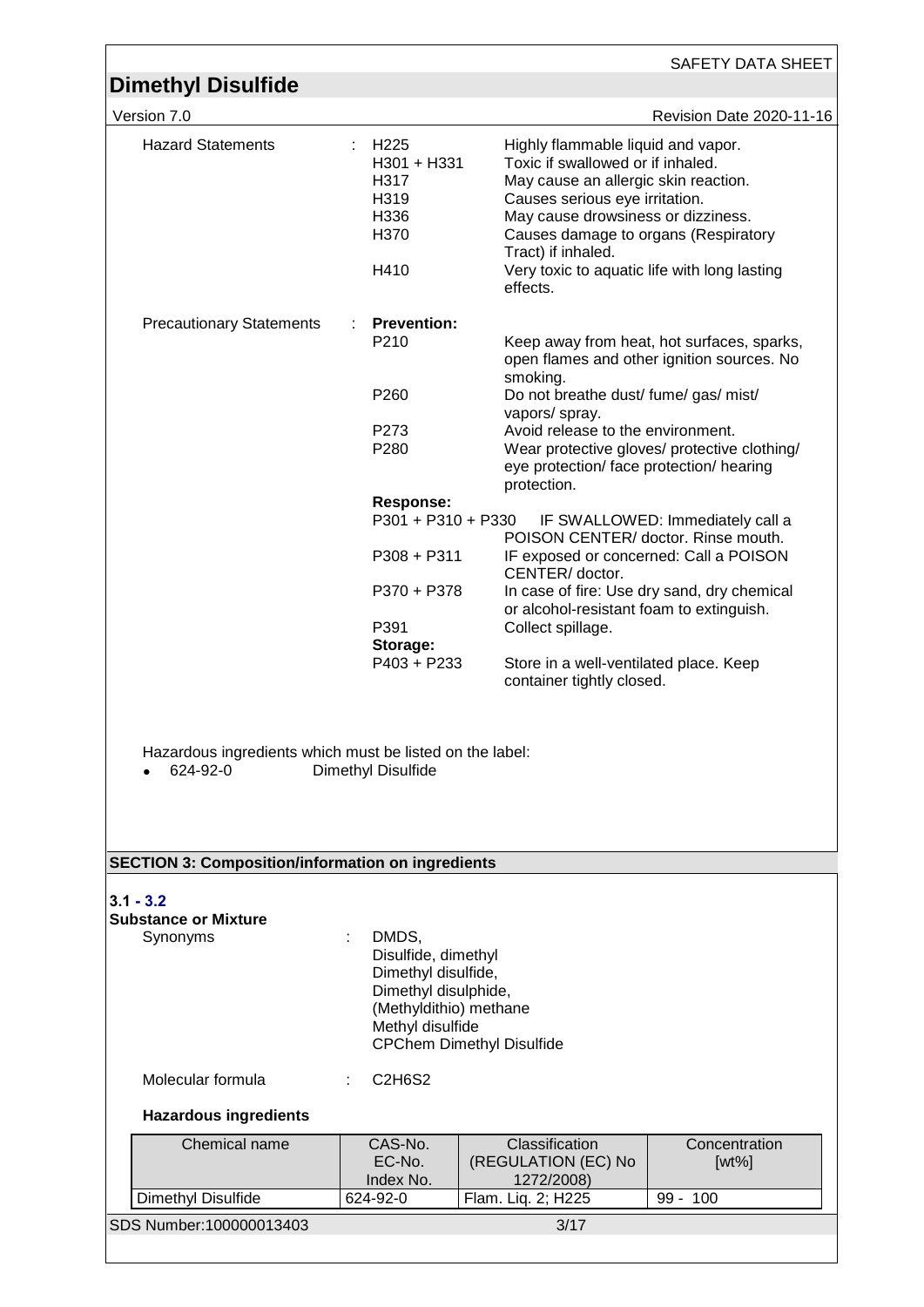**Hazard Statements** :

| Code | Statement |
|---|---|
| H225 | Highly flammable liquid and vapor. |
| H301 + H331 | Toxic if swallowed or if inhaled. |
| H317 | May cause an allergic skin reaction. |
| H319 | Causes serious eye irritation. |
| H336 | May cause drowsiness or dizziness. |
| H370 | Causes damage to organs (Respiratory Tract) if inhaled. |
| H410 | Very toxic to aquatic life with long lasting effects. |

**Precautionary Statements** :

**Prevention:**

| Code | Statement |
|---|---|
| P210 | Keep away from heat, hot surfaces, sparks, open flames and other ignition sources. No smoking. |
| P260 | Do not breathe dust/ fume/ gas/ mist/ vapors/ spray. |
| P273 | Avoid release to the environment. |
| P280 | Wear protective gloves/ protective clothing/ eye protection/ face protection/ hearing protection. |

**Response:**

| Code | Statement |
|---|---|
| P301 + P310 + P330 | IF SWALLOWED: Immediately call a POISON CENTER/ doctor. Rinse mouth. |
| P308 + P311 | IF exposed or concerned: Call a POISON CENTER/ doctor. |
| P370 + P378 | In case of fire: Use dry sand, dry chemical or alcohol-resistant foam to extinguish. |
| P391 | Collect spillage. |

**Storage:**

| Code | Statement |
|---|---|
| P403 + P233 | Store in a well-ventilated place. Keep container tightly closed. |

Hazardous ingredients which must be listed on the label:

- 624-92-0 Dimethyl Disulfide

## SECTION 3: Composition/information on ingredients

### 3.1 - 3.2

**Substance or Mixture**

Synonyms : DMDS,
Disulfide, dimethyl
Dimethyl disulfide,
Dimethyl disulphide,
(Methyldithio) methane
Methyl disulfide
CPChem Dimethyl Disulfide

Molecular formula : $C_2H_6S_2$

**Hazardous ingredients**

| Chemical name | CAS-No.<br>EC-No.<br>Index No. | Classification<br>(REGULATION (EC) No 1272/2008) | Concentration<br>[wt%] |
|---|---|---|---|
| Dimethyl Disulfide | 624-92-0 | Flam. Liq. 2; H225 | 99 - 100 |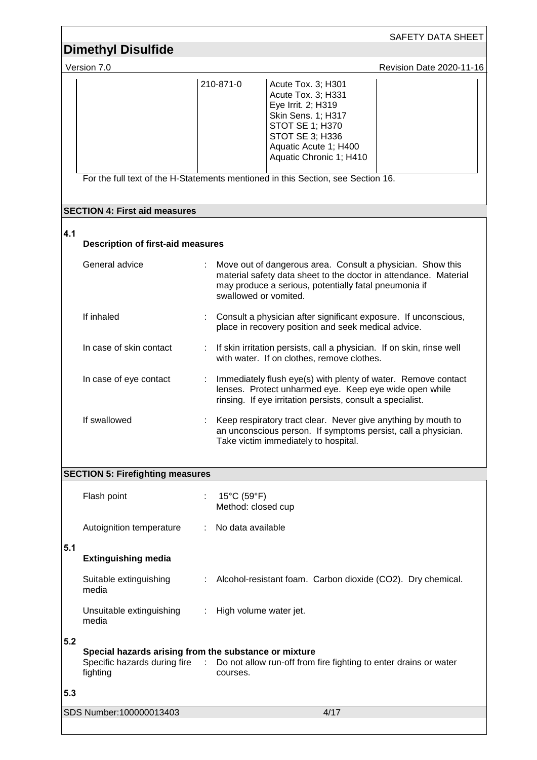| | 210-871-0 | Acute Tox. 3; H301<br>Acute Tox. 3; H331<br>Eye Irrit. 2; H319<br>Skin Sens. 1; H317<br>STOT SE 1; H370<br>STOT SE 3; H336<br>Aquatic Acute 1; H400<br>Aquatic Chronic 1; H410 | |
|---|---|---|---|

For the full text of the H-Statements mentioned in this Section, see Section 16.

## SECTION 4: First aid measures

### 4.1 Description of first-aid measures

General advice : Move out of dangerous area. Consult a physician. Show this material safety data sheet to the doctor in attendance. Material may produce a serious, potentially fatal pneumonia if swallowed or vomited.

If inhaled : Consult a physician after significant exposure. If unconscious, place in recovery position and seek medical advice.

In case of skin contact : If skin irritation persists, call a physician. If on skin, rinse well with water. If on clothes, remove clothes.

In case of eye contact : Immediately flush eye(s) with plenty of water. Remove contact lenses. Protect unharmed eye. Keep eye wide open while rinsing. If eye irritation persists, consult a specialist.

If swallowed : Keep respiratory tract clear. Never give anything by mouth to an unconscious person. If symptoms persist, call a physician. Take victim immediately to hospital.

## SECTION 5: Firefighting measures

Flash point : 15°C (59°F)
Method: closed cup

Autoignition temperature : No data available

### 5.1 Extinguishing media

Suitable extinguishing media : Alcohol-resistant foam. Carbon dioxide ($CO_2$). Dry chemical.

Unsuitable extinguishing media : High volume water jet.

### 5.2 Special hazards arising from the substance or mixture

Specific hazards during fire fighting : Do not allow run-off from fire fighting to enter drains or water courses.

### 5.3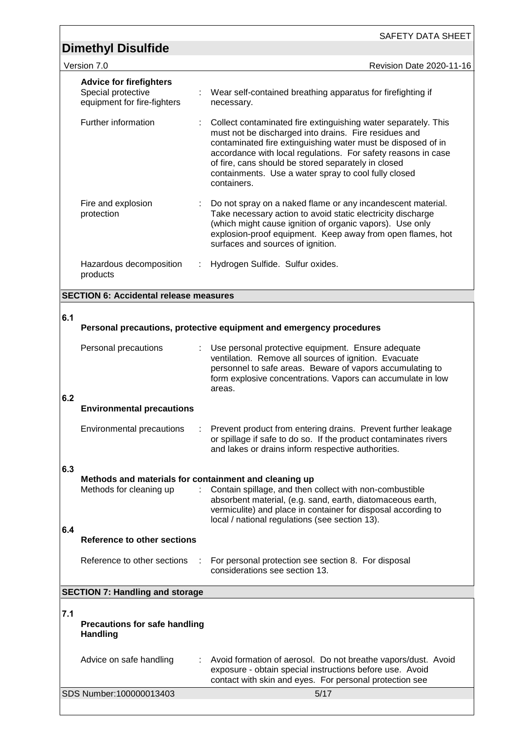**Advice for firefighters**

| | |
|---|---|
| Special protective equipment for fire-fighters | : Wear self-contained breathing apparatus for firefighting if necessary. |
| Further information | : Collect contaminated fire extinguishing water separately. This must not be discharged into drains. Fire residues and contaminated fire extinguishing water must be disposed of in accordance with local regulations. For safety reasons in case of fire, cans should be stored separately in closed containments. Use a water spray to cool fully closed containers. |
| Fire and explosion protection | : Do not spray on a naked flame or any incandescent material. Take necessary action to avoid static electricity discharge (which might cause ignition of organic vapors). Use only explosion-proof equipment. Keep away from open flames, hot surfaces and sources of ignition. |
| Hazardous decomposition products | : Hydrogen Sulfide. Sulfur oxides. |

## SECTION 6: Accidental release measures

**6.1**

**Personal precautions, protective equipment and emergency procedures**

| | |
|---|---|
| Personal precautions | : Use personal protective equipment. Ensure adequate ventilation. Remove all sources of ignition. Evacuate personnel to safe areas. Beware of vapors accumulating to form explosive concentrations. Vapors can accumulate in low areas. |

**6.2**

**Environmental precautions**

| | |
|---|---|
| Environmental precautions | : Prevent product from entering drains. Prevent further leakage or spillage if safe to do so. If the product contaminates rivers and lakes or drains inform respective authorities. |

**6.3**

**Methods and materials for containment and cleaning up**

| | |
|---|---|
| Methods for cleaning up | : Contain spillage, and then collect with non-combustible absorbent material, (e.g. sand, earth, diatomaceous earth, vermiculite) and place in container for disposal according to local / national regulations (see section 13). |

**6.4**

**Reference to other sections**

| | |
|---|---|
| Reference to other sections | : For personal protection see section 8. For disposal considerations see section 13. |

## SECTION 7: Handling and storage

**7.1**

**Precautions for safe handling**
**Handling**

| | |
|---|---|
| Advice on safe handling | : Avoid formation of aerosol. Do not breathe vapors/dust. Avoid exposure - obtain special instructions before use. Avoid contact with skin and eyes. For personal protection see |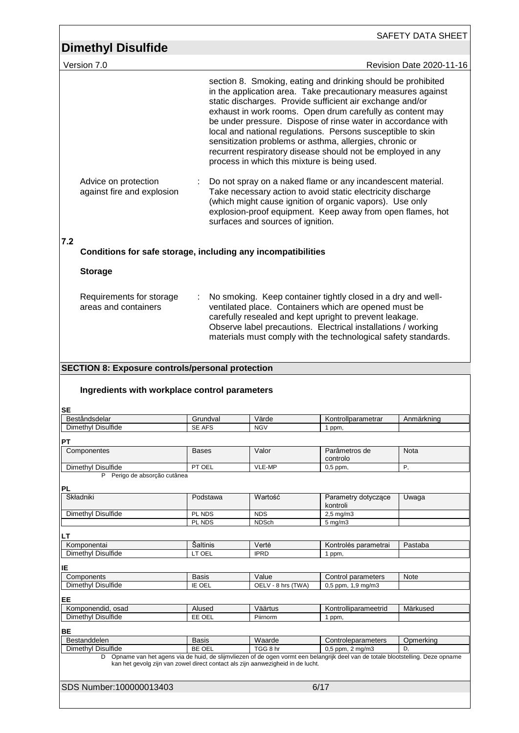section 8. Smoking, eating and drinking should be prohibited in the application area. Take precautionary measures against static discharges. Provide sufficient air exchange and/or exhaust in work rooms. Open drum carefully as content may be under pressure. Dispose of rinse water in accordance with local and national regulations. Persons susceptible to skin sensitization problems or asthma, allergies, chronic or recurrent respiratory disease should not be employed in any process in which this mixture is being used.

Advice on protection against fire and explosion : Do not spray on a naked flame or any incandescent material. Take necessary action to avoid static electricity discharge (which might cause ignition of organic vapors). Use only explosion-proof equipment. Keep away from open flames, hot surfaces and sources of ignition.

**7.2**

**Conditions for safe storage, including any incompatibilities**

**Storage**

Requirements for storage areas and containers : No smoking. Keep container tightly closed in a dry and well-ventilated place. Containers which are opened must be carefully resealed and kept upright to prevent leakage. Observe label precautions. Electrical installations / working materials must comply with the technological safety standards.

## SECTION 8: Exposure controls/personal protection

### Ingredients with workplace control parameters

**SE**

| Beståndsdelar | Grundval | Värde | Kontrollparametrar | Anmärkning |
|---|---|---|---|---|
| Dimethyl Disulfide | SE AFS | NGV | 1 ppm, | |

**PT**

| Componentes | Bases | Valor | Parâmetros de controlo | Nota |
|---|---|---|---|---|
| Dimethyl Disulfide | PT OEL | VLE-MP | 0,5 ppm, | P, |

P Perigo de absorção cutânea

**PL**

| Składniki | Podstawa | Wartość | Parametry dotyczące kontroli | Uwaga |
|---|---|---|---|---|
| Dimethyl Disulfide | PL NDS | NDS | 2,5 mg/m3 | |
| | PL NDS | NDSch | 5 mg/m3 | |

**LT**

| Komponentai | Šaltinis | Vertė | Kontrolės parametrai | Pastaba |
|---|---|---|---|---|
| Dimethyl Disulfide | LT OEL | IPRD | 1 ppm, | |

**IE**

| Components | Basis | Value | Control parameters | Note |
|---|---|---|---|---|
| Dimethyl Disulfide | IE OEL | OELV - 8 hrs (TWA) | 0,5 ppm, 1,9 mg/m3 | |

**EE**

| Komponendid, osad | Alused | Väärtus | Kontrolliparameetrid | Märkused |
|---|---|---|---|---|
| Dimethyl Disulfide | EE OEL | Piirnorm | 1 ppm, | |

**BE**

| Bestanddelen | Basis | Waarde | Controleparameters | Opmerking |
|---|---|---|---|---|
| Dimethyl Disulfide | BE OEL | TGG 8 hr | 0,5 ppm, 2 mg/m3 | D, |

D Opname van het agens via de huid, de slijmvliezen of de ogen vormt een belangrijk deel van de totale blootstelling. Deze opname kan het gevolg zijn van zowel direct contact als zijn aanwezigheid in de lucht.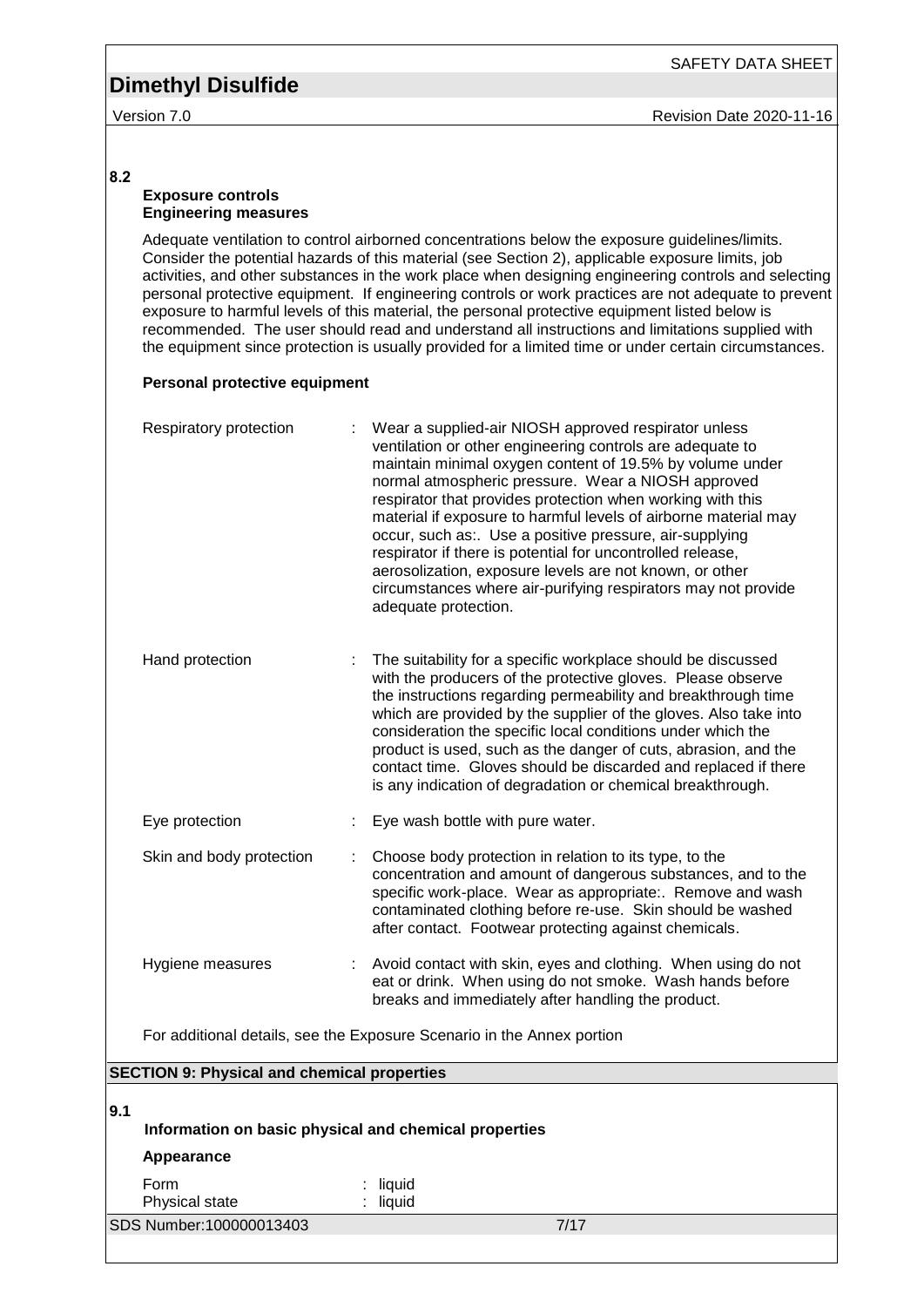**8.2**

**Exposure controls**
**Engineering measures**

Adequate ventilation to control airborned concentrations below the exposure guidelines/limits. Consider the potential hazards of this material (see Section 2), applicable exposure limits, job activities, and other substances in the work place when designing engineering controls and selecting personal protective equipment. If engineering controls or work practices are not adequate to prevent exposure to harmful levels of this material, the personal protective equipment listed below is recommended. The user should read and understand all instructions and limitations supplied with the equipment since protection is usually provided for a limited time or under certain circumstances.

**Personal protective equipment**

| | |
|---|---|
| Respiratory protection | : Wear a supplied-air NIOSH approved respirator unless ventilation or other engineering controls are adequate to maintain minimal oxygen content of 19.5% by volume under normal atmospheric pressure. Wear a NIOSH approved respirator that provides protection when working with this material if exposure to harmful levels of airborne material may occur, such as:. Use a positive pressure, air-supplying respirator if there is potential for uncontrolled release, aerosolization, exposure levels are not known, or other circumstances where air-purifying respirators may not provide adequate protection. |
| Hand protection | : The suitability for a specific workplace should be discussed with the producers of the protective gloves. Please observe the instructions regarding permeability and breakthrough time which are provided by the supplier of the gloves. Also take into consideration the specific local conditions under which the product is used, such as the danger of cuts, abrasion, and the contact time. Gloves should be discarded and replaced if there is any indication of degradation or chemical breakthrough. |
| Eye protection | : Eye wash bottle with pure water. |
| Skin and body protection | : Choose body protection in relation to its type, to the concentration and amount of dangerous substances, and to the specific work-place. Wear as appropriate:. Remove and wash contaminated clothing before re-use. Skin should be washed after contact. Footwear protecting against chemicals. |
| Hygiene measures | : Avoid contact with skin, eyes and clothing. When using do not eat or drink. When using do not smoke. Wash hands before breaks and immediately after handling the product. |

For additional details, see the Exposure Scenario in the Annex portion

## SECTION 9: Physical and chemical properties

**9.1**

**Information on basic physical and chemical properties**

**Appearance**

| | |
|---|---|
| Form | : liquid |
| Physical state | : liquid |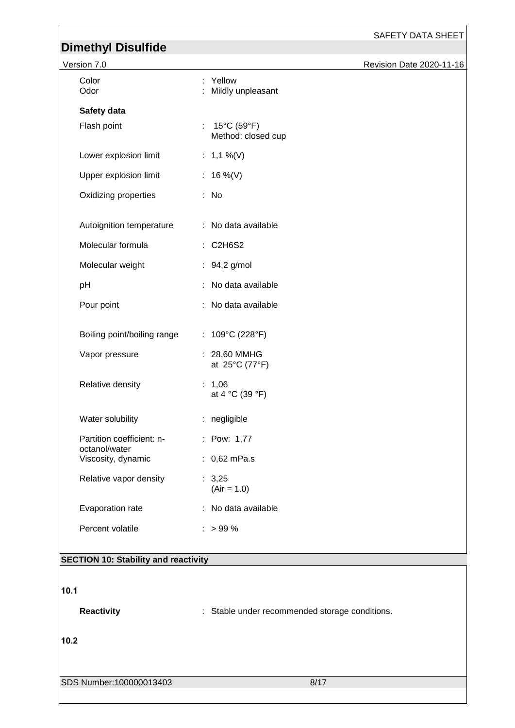| | |
|---|---|
| Color | : Yellow |
| Odor | : Mildly unpleasant |

**Safety data**

| | |
|---|---|
| Flash point | : 15°C (59°F) Method: closed cup |
| Lower explosion limit | : 1,1 %(V) |
| Upper explosion limit | : 16 %(V) |
| Oxidizing properties | : No |
| Autoignition temperature | : No data available |
| Molecular formula | : $C_2H_6S_2$ |
| Molecular weight | : 94,2 g/mol |
| pH | : No data available |
| Pour point | : No data available |
| Boiling point/boiling range | : 109°C (228°F) |
| Vapor pressure | : 28,60 MMHG at 25°C (77°F) |
| Relative density | : 1,06 at 4 °C (39 °F) |
| Water solubility | : negligible |
| Partition coefficient: n-octanol/water | : Pow: 1,77 |
| Viscosity, dynamic | : 0,62 mPa.s |
| Relative vapor density | : 3,25 (Air = 1.0) |
| Evaporation rate | : No data available |
| Percent volatile | : > 99 % |

## SECTION 10: Stability and reactivity

**10.1**

**Reactivity** : Stable under recommended storage conditions.

**10.2**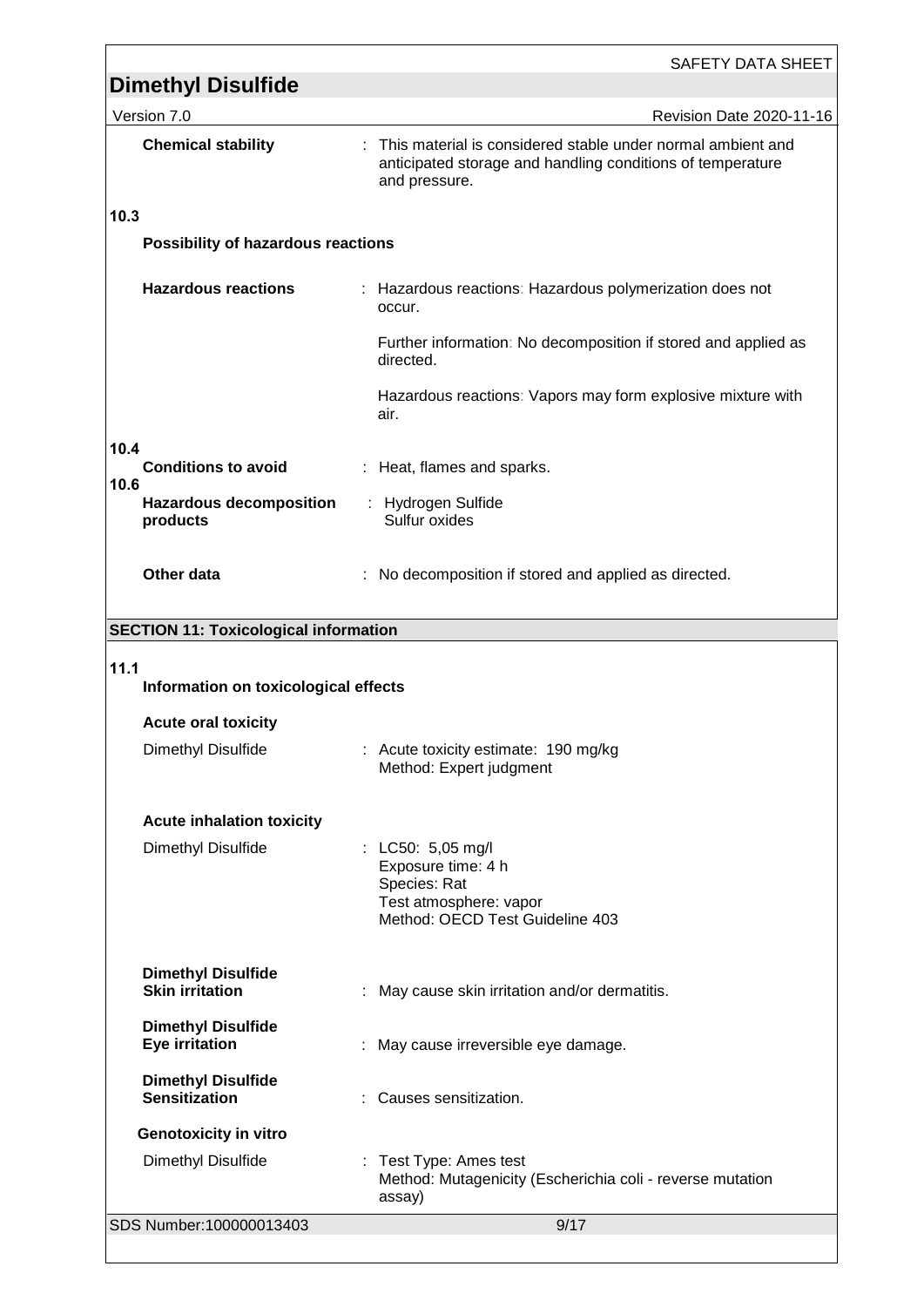**Chemical stability** : This material is considered stable under normal ambient and anticipated storage and handling conditions of temperature and pressure.

**10.3**

**Possibility of hazardous reactions**

**Hazardous reactions** : Hazardous reactions: Hazardous polymerization does not occur.

Further information: No decomposition if stored and applied as directed.

Hazardous reactions: Vapors may form explosive mixture with air.

**10.4**

**Conditions to avoid** : Heat, flames and sparks.

**10.6**

**Hazardous decomposition products** : Hydrogen Sulfide
Sulfur oxides

**Other data** : No decomposition if stored and applied as directed.

## SECTION 11: Toxicological information

**11.1**

**Information on toxicological effects**

**Acute oral toxicity**

Dimethyl Disulfide : Acute toxicity estimate: 190 mg/kg
Method: Expert judgment

**Acute inhalation toxicity**

Dimethyl Disulfide : LC50: 5,05 mg/l
Exposure time: 4 h
Species: Rat
Test atmosphere: vapor
Method: OECD Test Guideline 403

**Dimethyl Disulfide**
**Skin irritation** : May cause skin irritation and/or dermatitis.

**Dimethyl Disulfide**
**Eye irritation** : May cause irreversible eye damage.

**Dimethyl Disulfide**
**Sensitization** : Causes sensitization.

**Genotoxicity in vitro**

Dimethyl Disulfide : Test Type: Ames test
Method: Mutagenicity (Escherichia coli - reverse mutation assay)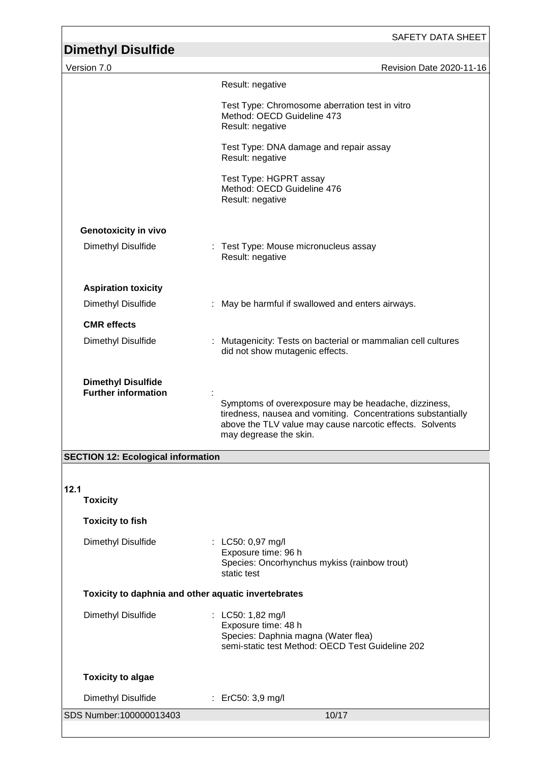Result: negative

Test Type: Chromosome aberration test in vitro
Method: OECD Guideline 473
Result: negative

Test Type: DNA damage and repair assay
Result: negative

Test Type: HGPRT assay
Method: OECD Guideline 476
Result: negative

**Genotoxicity in vivo**

Dimethyl Disulfide : Test Type: Mouse micronucleus assay
Result: negative

**Aspiration toxicity**

Dimethyl Disulfide : May be harmful if swallowed and enters airways.

**CMR effects**

Dimethyl Disulfide : Mutagenicity: Tests on bacterial or mammalian cell cultures did not show mutagenic effects.

**Dimethyl Disulfide**
**Further information** :
Symptoms of overexposure may be headache, dizziness, tiredness, nausea and vomiting. Concentrations substantially above the TLV value may cause narcotic effects. Solvents may degrease the skin.

## SECTION 12: Ecological information

**12.1**
**Toxicity**

**Toxicity to fish**

Dimethyl Disulfide : LC50: 0,97 mg/l
Exposure time: 96 h
Species: Oncorhynchus mykiss (rainbow trout)
static test

**Toxicity to daphnia and other aquatic invertebrates**

Dimethyl Disulfide : LC50: 1,82 mg/l
Exposure time: 48 h
Species: Daphnia magna (Water flea)
semi-static test Method: OECD Test Guideline 202

**Toxicity to algae**

Dimethyl Disulfide : ErC50: 3,9 mg/l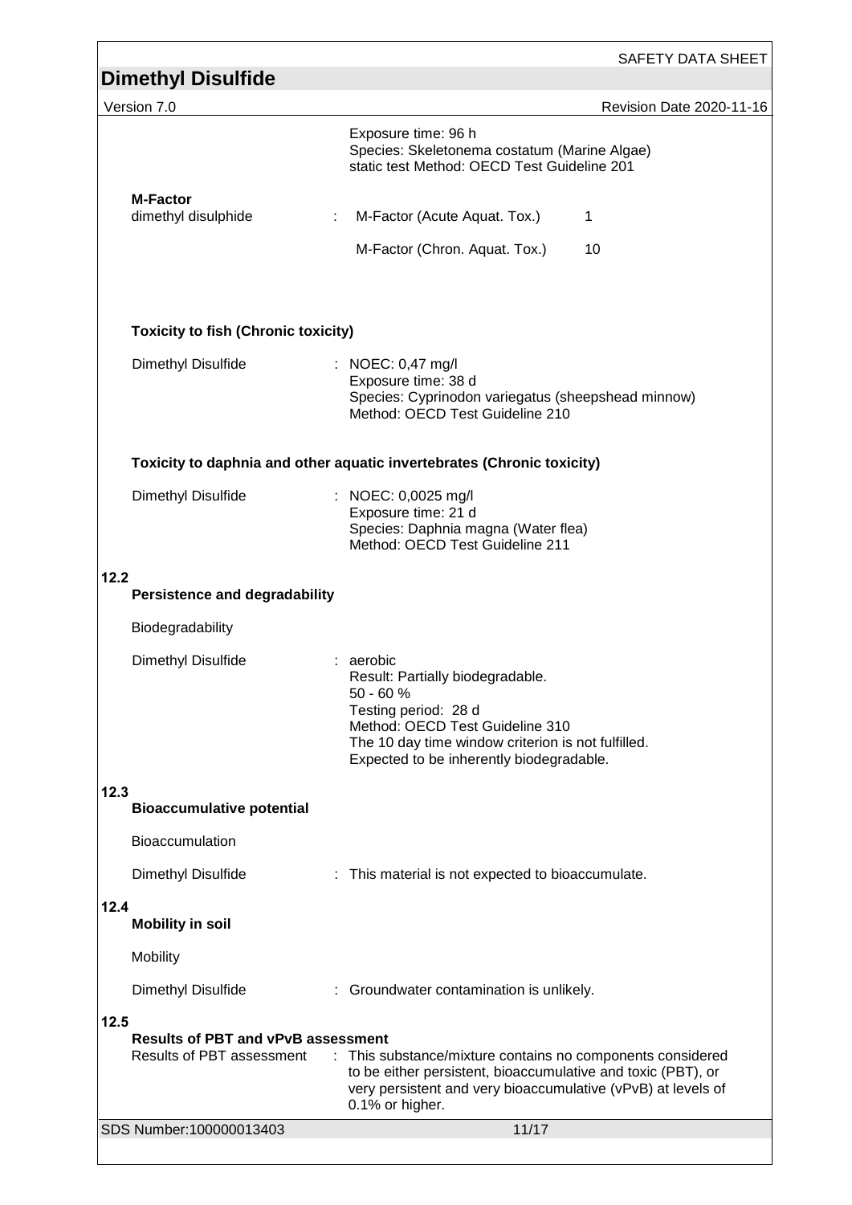Exposure time: 96 h
Species: Skeletonema costatum (Marine Algae)
static test Method: OECD Test Guideline 201

**M-Factor**

| | | | |
|---|---|---|---|
| dimethyl disulphide | : | M-Factor (Acute Aquat. Tox.) | 1 |
| | | M-Factor (Chron. Aquat. Tox.) | 10 |

**Toxicity to fish (Chronic toxicity)**

Dimethyl Disulfide : NOEC: 0,47 mg/l
Exposure time: 38 d
Species: Cyprinodon variegatus (sheepshead minnow)
Method: OECD Test Guideline 210

**Toxicity to daphnia and other aquatic invertebrates (Chronic toxicity)**

Dimethyl Disulfide : NOEC: 0,0025 mg/l
Exposure time: 21 d
Species: Daphnia magna (Water flea)
Method: OECD Test Guideline 211

## 12.2 Persistence and degradability

Biodegradability

Dimethyl Disulfide : aerobic
Result: Partially biodegradable.
50 - 60 %
Testing period: 28 d
Method: OECD Test Guideline 310
The 10 day time window criterion is not fulfilled.
Expected to be inherently biodegradable.

## 12.3 Bioaccumulative potential

Bioaccumulation

Dimethyl Disulfide : This material is not expected to bioaccumulate.

## 12.4 Mobility in soil

Mobility

Dimethyl Disulfide : Groundwater contamination is unlikely.

## 12.5 Results of PBT and vPvB assessment

Results of PBT assessment : This substance/mixture contains no components considered to be either persistent, bioaccumulative and toxic (PBT), or very persistent and very bioaccumulative (vPvB) at levels of 0.1% or higher.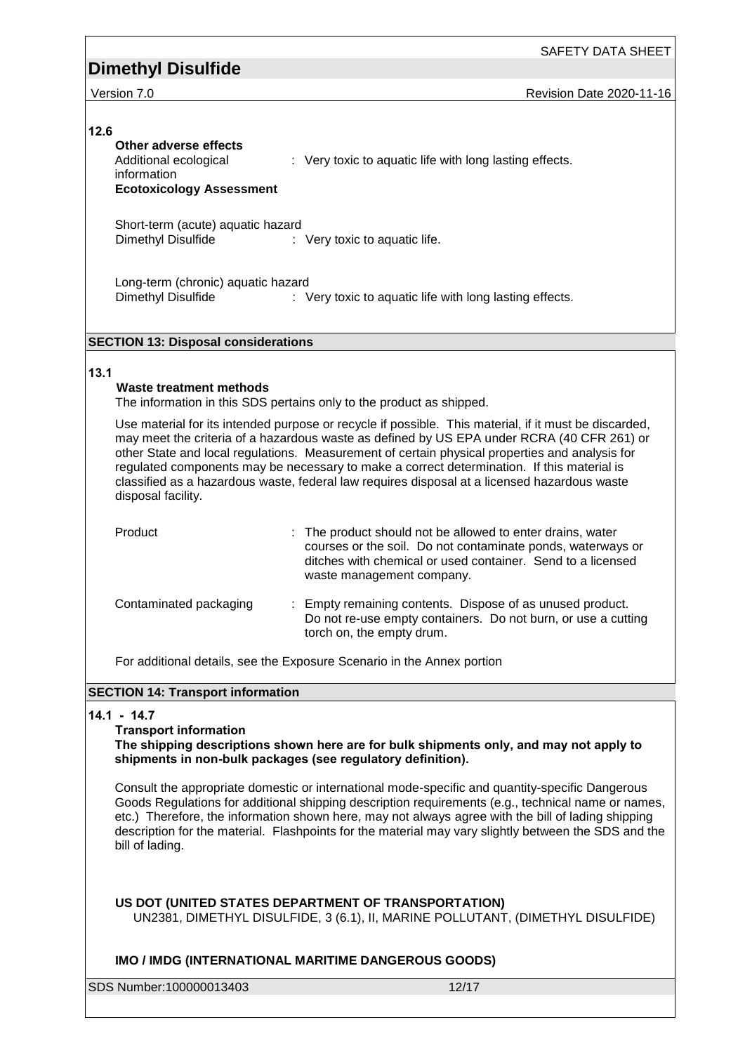**12.6**

**Other adverse effects**

Additional ecological information : Very toxic to aquatic life with long lasting effects.

**Ecotoxicology Assessment**

Short-term (acute) aquatic hazard

Dimethyl Disulfide : Very toxic to aquatic life.

Long-term (chronic) aquatic hazard

Dimethyl Disulfide : Very toxic to aquatic life with long lasting effects.

## SECTION 13: Disposal considerations

**13.1**

**Waste treatment methods**

The information in this SDS pertains only to the product as shipped.

Use material for its intended purpose or recycle if possible. This material, if it must be discarded, may meet the criteria of a hazardous waste as defined by US EPA under RCRA (40 CFR 261) or other State and local regulations. Measurement of certain physical properties and analysis for regulated components may be necessary to make a correct determination. If this material is classified as a hazardous waste, federal law requires disposal at a licensed hazardous waste disposal facility.

Product : The product should not be allowed to enter drains, water courses or the soil. Do not contaminate ponds, waterways or ditches with chemical or used container. Send to a licensed waste management company.

Contaminated packaging : Empty remaining contents. Dispose of as unused product. Do not re-use empty containers. Do not burn, or use a cutting torch on, the empty drum.

For additional details, see the Exposure Scenario in the Annex portion

## SECTION 14: Transport information

**14.1 - 14.7**

**Transport information**

**The shipping descriptions shown here are for bulk shipments only, and may not apply to shipments in non-bulk packages (see regulatory definition).**

Consult the appropriate domestic or international mode-specific and quantity-specific Dangerous Goods Regulations for additional shipping description requirements (e.g., technical name or names, etc.) Therefore, the information shown here, may not always agree with the bill of lading shipping description for the material. Flashpoints for the material may vary slightly between the SDS and the bill of lading.

**US DOT (UNITED STATES DEPARTMENT OF TRANSPORTATION)**

UN2381, DIMETHYL DISULFIDE, 3 (6.1), II, MARINE POLLUTANT, (DIMETHYL DISULFIDE)

**IMO / IMDG (INTERNATIONAL MARITIME DANGEROUS GOODS)**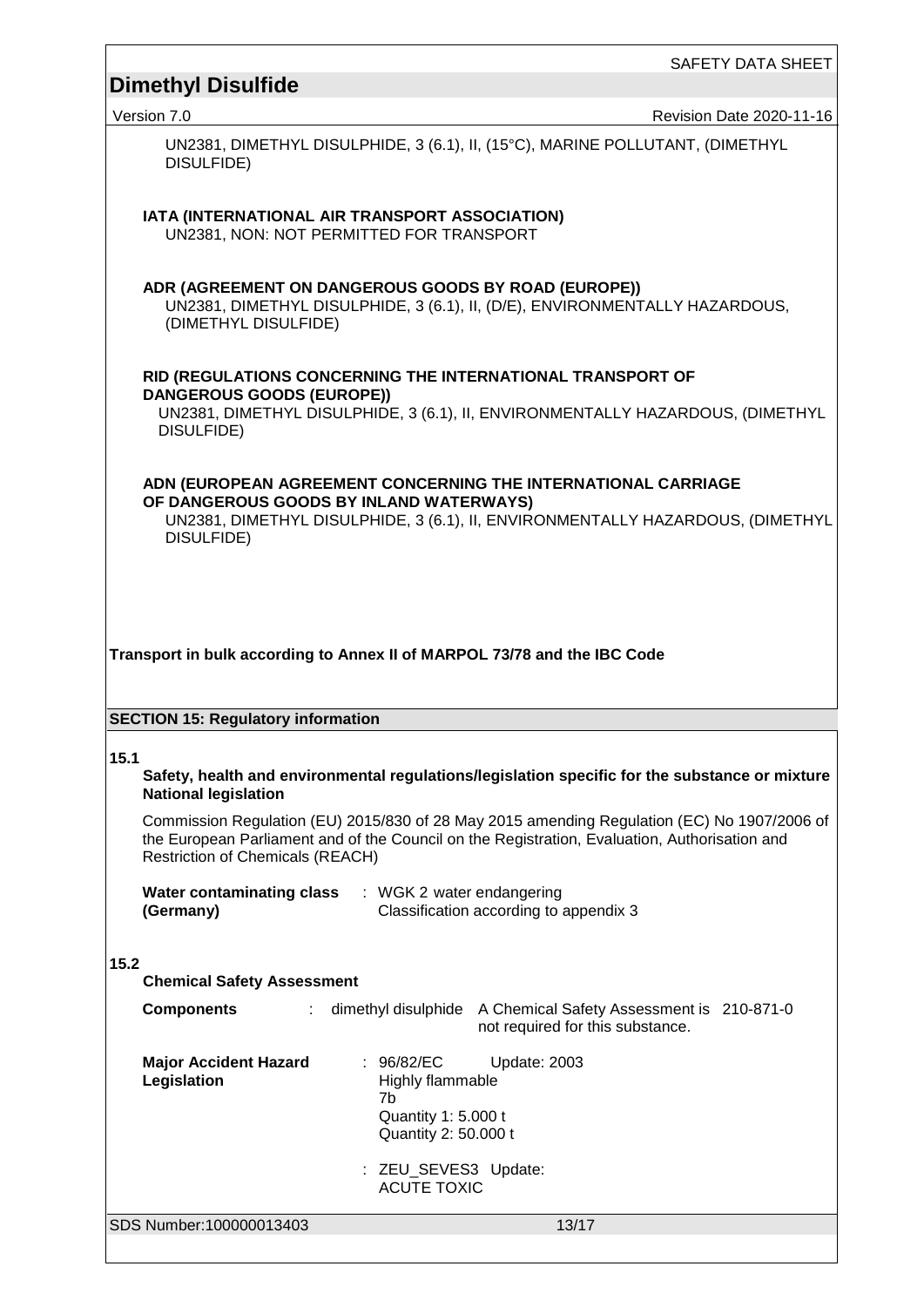UN2381, DIMETHYL DISULPHIDE, 3 (6.1), II, (15°C), MARINE POLLUTANT, (DIMETHYL DISULFIDE)

**IATA (INTERNATIONAL AIR TRANSPORT ASSOCIATION)**
UN2381, NON: NOT PERMITTED FOR TRANSPORT

**ADR (AGREEMENT ON DANGEROUS GOODS BY ROAD (EUROPE))**
UN2381, DIMETHYL DISULPHIDE, 3 (6.1), II, (D/E), ENVIRONMENTALLY HAZARDOUS, (DIMETHYL DISULFIDE)

**RID (REGULATIONS CONCERNING THE INTERNATIONAL TRANSPORT OF DANGEROUS GOODS (EUROPE))**
UN2381, DIMETHYL DISULPHIDE, 3 (6.1), II, ENVIRONMENTALLY HAZARDOUS, (DIMETHYL DISULFIDE)

**ADN (EUROPEAN AGREEMENT CONCERNING THE INTERNATIONAL CARRIAGE OF DANGEROUS GOODS BY INLAND WATERWAYS)**
UN2381, DIMETHYL DISULPHIDE, 3 (6.1), II, ENVIRONMENTALLY HAZARDOUS, (DIMETHYL DISULFIDE)

**Transport in bulk according to Annex II of MARPOL 73/78 and the IBC Code**

## SECTION 15: Regulatory information

**15.1**

**Safety, health and environmental regulations/legislation specific for the substance or mixture**
**National legislation**

Commission Regulation (EU) 2015/830 of 28 May 2015 amending Regulation (EC) No 1907/2006 of the European Parliament and of the Council on the Registration, Evaluation, Authorisation and Restriction of Chemicals (REACH)

**Water contaminating class (Germany)** : WGK 2 water endangering
Classification according to appendix 3

**15.2**

**Chemical Safety Assessment**

| **Components** | : dimethyl disulphide | A Chemical Safety Assessment is not required for this substance. | 210-871-0 |
|---|---|---|---|

**Major Accident Hazard Legislation** : 96/82/EC Update: 2003
Highly flammable
7b
Quantity 1: 5.000 t
Quantity 2: 50.000 t

: ZEU_SEVES3 Update:
ACUTE TOXIC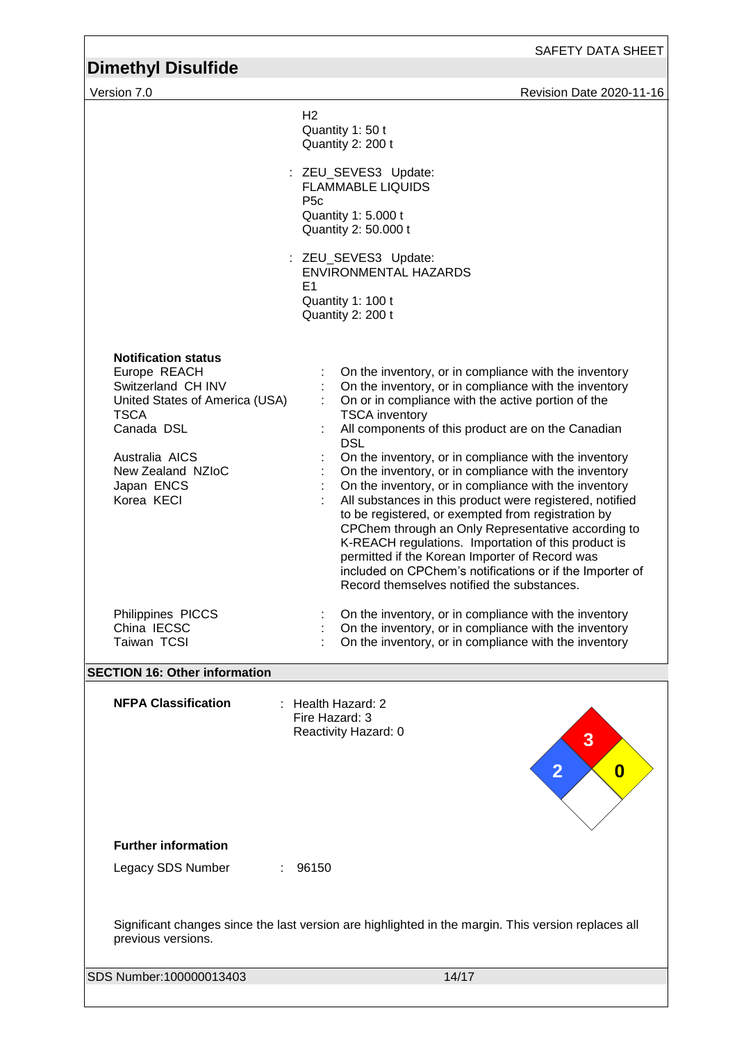H2
Quantity 1: 50 t
Quantity 2: 200 t

: ZEU_SEVES3 Update:
FLAMMABLE LIQUIDS
P5c
Quantity 1: 5.000 t
Quantity 2: 50.000 t

: ZEU_SEVES3 Update:
ENVIRONMENTAL HAZARDS
E1
Quantity 1: 100 t
Quantity 2: 200 t

**Notification status**

| | | |
|---|---|---|
| Europe REACH | : | On the inventory, or in compliance with the inventory |
| Switzerland CH INV | : | On the inventory, or in compliance with the inventory |
| United States of America (USA) TSCA | : | On or in compliance with the active portion of the TSCA inventory |
| Canada DSL | : | All components of this product are on the Canadian DSL |
| Australia AICS | : | On the inventory, or in compliance with the inventory |
| New Zealand NZIoC | : | On the inventory, or in compliance with the inventory |
| Japan ENCS | : | On the inventory, or in compliance with the inventory |
| Korea KECI | : | All substances in this product were registered, notified to be registered, or exempted from registration by CPChem through an Only Representative according to K-REACH regulations. Importation of this product is permitted if the Korean Importer of Record was included on CPChem's notifications or if the Importer of Record themselves notified the substances. |
| Philippines PICCS | : | On the inventory, or in compliance with the inventory |
| China IECSC | : | On the inventory, or in compliance with the inventory |
| Taiwan TCSI | : | On the inventory, or in compliance with the inventory |

## SECTION 16: Other information

**NFPA Classification** : Health Hazard: 2
Fire Hazard: 3
Reactivity Hazard: 0

**Further information**

Legacy SDS Number : 96150

Significant changes since the last version are highlighted in the margin. This version replaces all previous versions.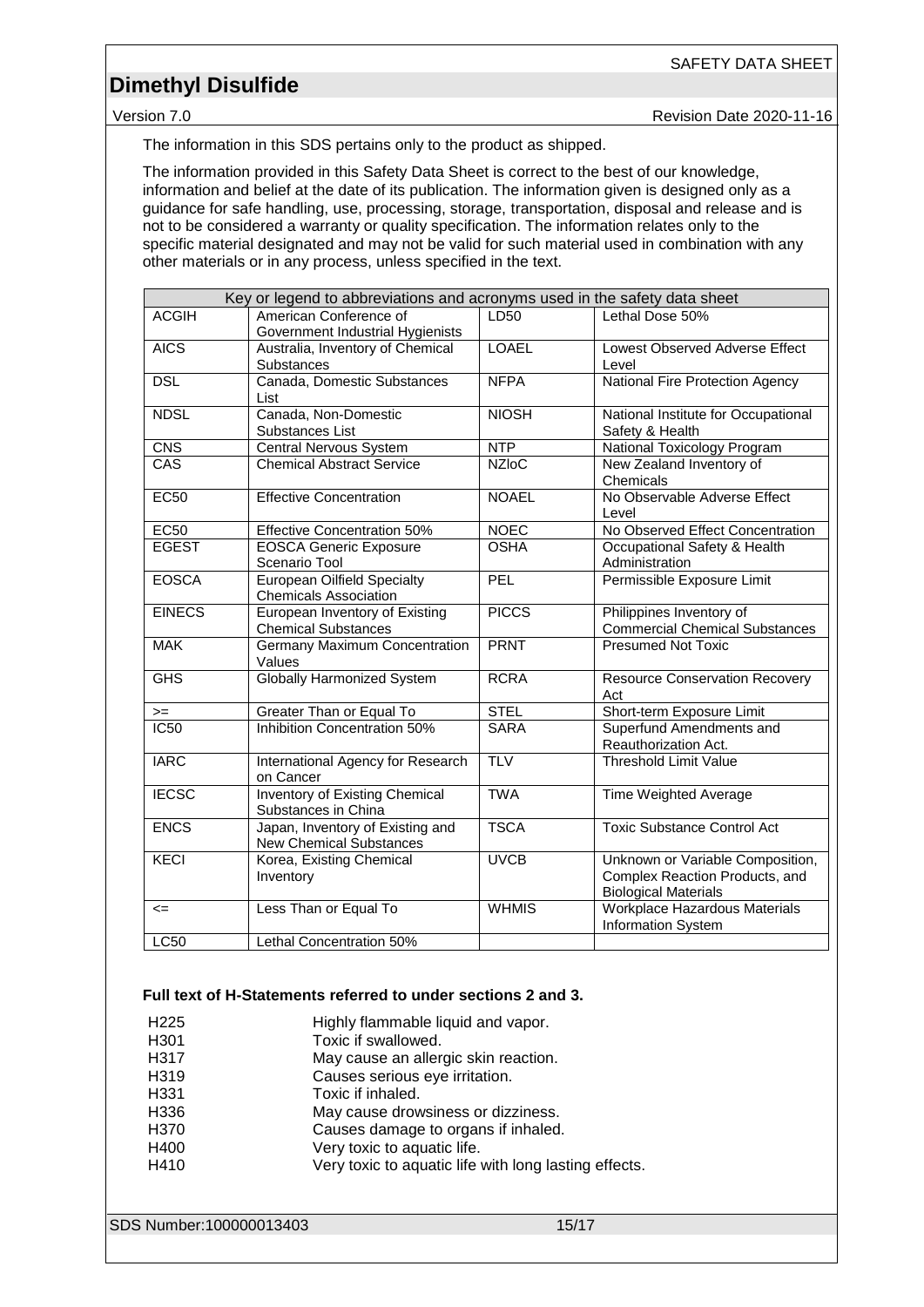The information in this SDS pertains only to the product as shipped.

The information provided in this Safety Data Sheet is correct to the best of our knowledge, information and belief at the date of its publication. The information given is designed only as a guidance for safe handling, use, processing, storage, transportation, disposal and release and is not to be considered a warranty or quality specification. The information relates only to the specific material designated and may not be valid for such material used in combination with any other materials or in any process, unless specified in the text.

| Key or legend to abbreviations and acronyms used in the safety data sheet | | | |
|---|---|---|---|
| ACGIH | American Conference of Government Industrial Hygienists | LD50 | Lethal Dose 50% |
| AICS | Australia, Inventory of Chemical Substances | LOAEL | Lowest Observed Adverse Effect Level |
| DSL | Canada, Domestic Substances List | NFPA | National Fire Protection Agency |
| NDSL | Canada, Non-Domestic Substances List | NIOSH | National Institute for Occupational Safety & Health |
| CNS | Central Nervous System | NTP | National Toxicology Program |
| CAS | Chemical Abstract Service | NZIoC | New Zealand Inventory of Chemicals |
| EC50 | Effective Concentration | NOAEL | No Observable Adverse Effect Level |
| EC50 | Effective Concentration 50% | NOEC | No Observed Effect Concentration |
| EGEST | EOSCA Generic Exposure Scenario Tool | OSHA | Occupational Safety & Health Administration |
| EOSCA | European Oilfield Specialty Chemicals Association | PEL | Permissible Exposure Limit |
| EINECS | European Inventory of Existing Chemical Substances | PICCS | Philippines Inventory of Commercial Chemical Substances |
| MAK | Germany Maximum Concentration Values | PRNT | Presumed Not Toxic |
| GHS | Globally Harmonized System | RCRA | Resource Conservation Recovery Act |
| >= | Greater Than or Equal To | STEL | Short-term Exposure Limit |
| IC50 | Inhibition Concentration 50% | SARA | Superfund Amendments and Reauthorization Act. |
| IARC | International Agency for Research on Cancer | TLV | Threshold Limit Value |
| IECSC | Inventory of Existing Chemical Substances in China | TWA | Time Weighted Average |
| ENCS | Japan, Inventory of Existing and New Chemical Substances | TSCA | Toxic Substance Control Act |
| KECI | Korea, Existing Chemical Inventory | UVCB | Unknown or Variable Composition, Complex Reaction Products, and Biological Materials |
| <= | Less Than or Equal To | WHMIS | Workplace Hazardous Materials Information System |
| LC50 | Lethal Concentration 50% | | |

**Full text of H-Statements referred to under sections 2 and 3.**

| | |
|---|---|
| H225 | Highly flammable liquid and vapor. |
| H301 | Toxic if swallowed. |
| H317 | May cause an allergic skin reaction. |
| H319 | Causes serious eye irritation. |
| H331 | Toxic if inhaled. |
| H336 | May cause drowsiness or dizziness. |
| H370 | Causes damage to organs if inhaled. |
| H400 | Very toxic to aquatic life. |
| H410 | Very toxic to aquatic life with long lasting effects. |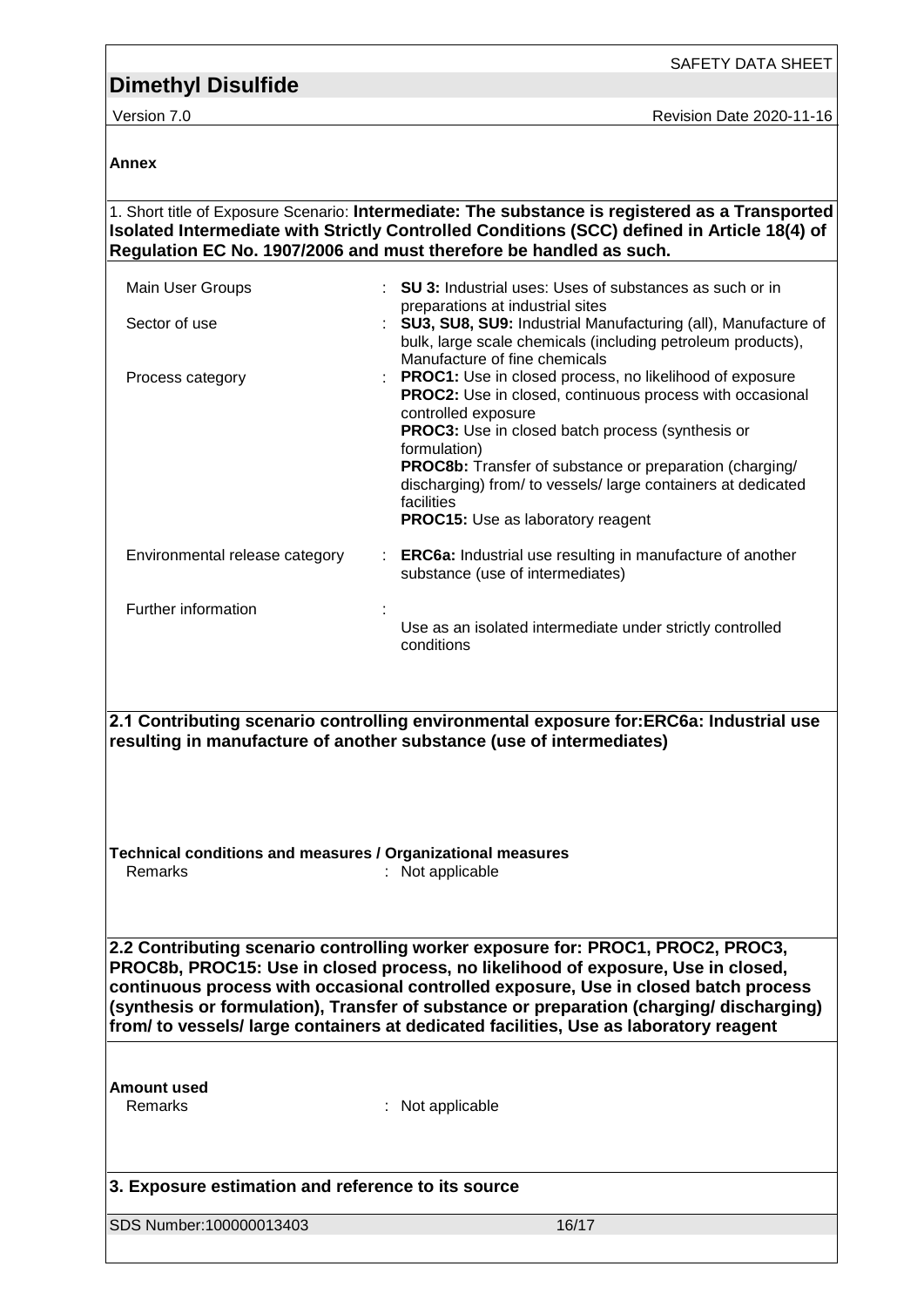**Annex**

1. Short title of Exposure Scenario: **Intermediate: The substance is registered as a Transported Isolated Intermediate with Strictly Controlled Conditions (SCC) defined in Article 18(4) of Regulation EC No. 1907/2006 and must therefore be handled as such.**

| | | |
|---|---|---|
| Main User Groups | : | **SU 3:** Industrial uses: Uses of substances as such or in preparations at industrial sites |
| Sector of use | : | **SU3, SU8, SU9:** Industrial Manufacturing (all), Manufacture of bulk, large scale chemicals (including petroleum products), Manufacture of fine chemicals |
| Process category | : | **PROC1:** Use in closed process, no likelihood of exposure<br>**PROC2:** Use in closed, continuous process with occasional controlled exposure<br>**PROC3:** Use in closed batch process (synthesis or formulation)<br>**PROC8b:** Transfer of substance or preparation (charging/ discharging) from/ to vessels/ large containers at dedicated facilities<br>**PROC15:** Use as laboratory reagent |
| Environmental release category | : | **ERC6a:** Industrial use resulting in manufacture of another substance (use of intermediates) |
| Further information | : | Use as an isolated intermediate under strictly controlled conditions |

**2.1 Contributing scenario controlling environmental exposure for:ERC6a: Industrial use resulting in manufacture of another substance (use of intermediates)**

**Technical conditions and measures / Organizational measures**

Remarks : Not applicable

**2.2 Contributing scenario controlling worker exposure for: PROC1, PROC2, PROC3, PROC8b, PROC15: Use in closed process, no likelihood of exposure, Use in closed, continuous process with occasional controlled exposure, Use in closed batch process (synthesis or formulation), Transfer of substance or preparation (charging/ discharging) from/ to vessels/ large containers at dedicated facilities, Use as laboratory reagent**

**Amount used**

Remarks : Not applicable

**3. Exposure estimation and reference to its source**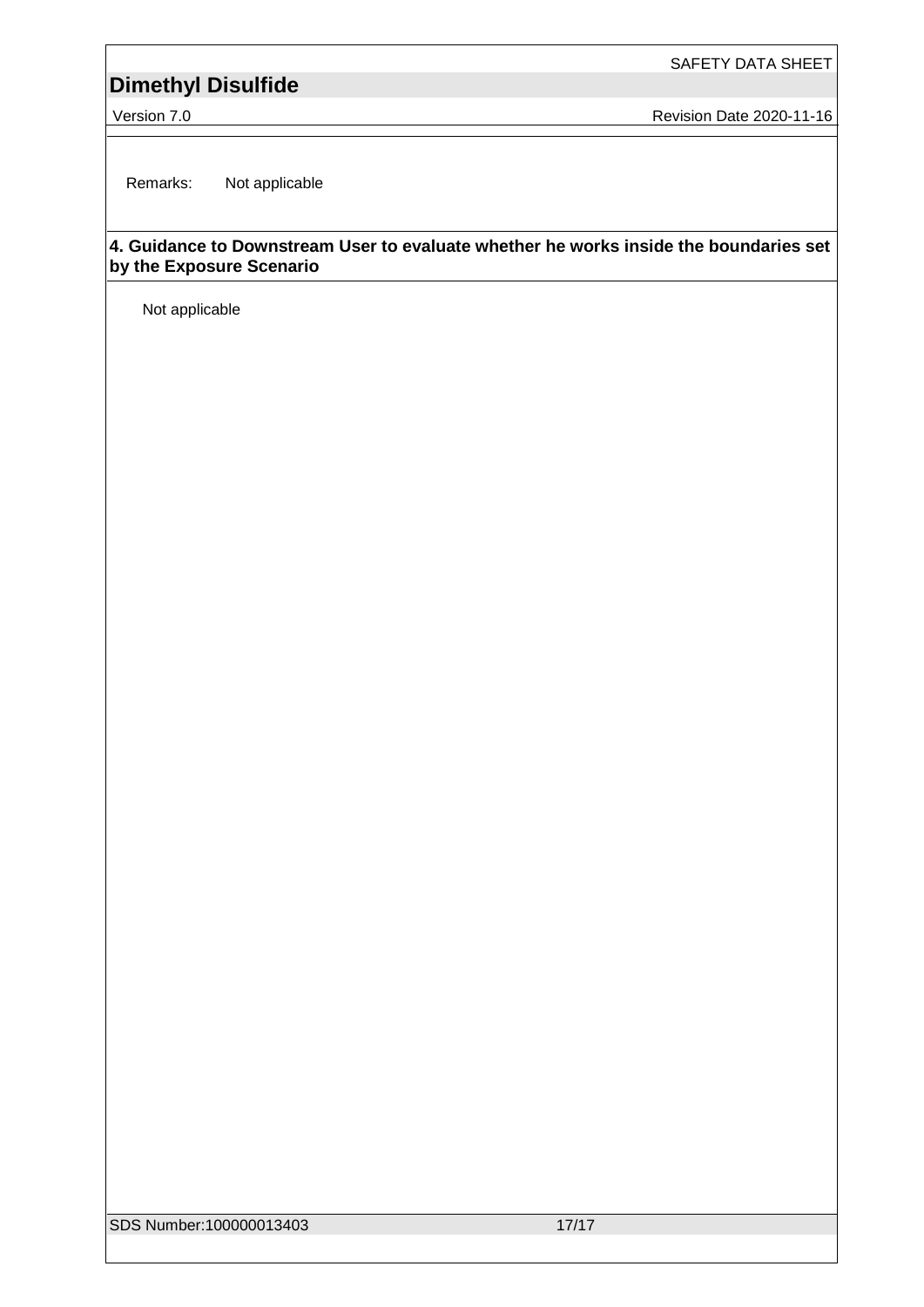Remarks: Not applicable

## 4. Guidance to Downstream User to evaluate whether he works inside the boundaries set by the Exposure Scenario

Not applicable